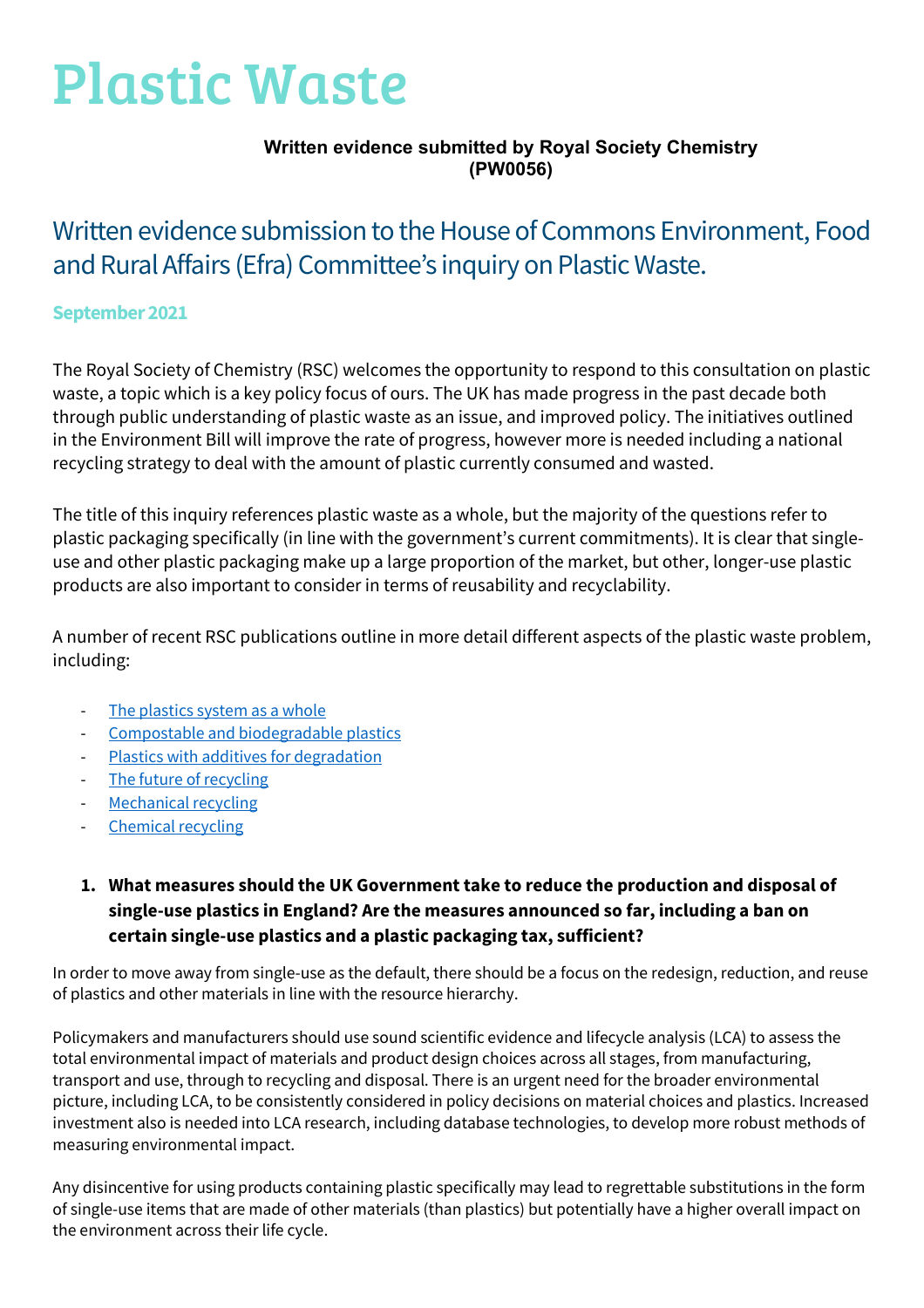# Plastic Waste

**Written evidence submitted by Royal Society Chemistry (PW0056)**

## Written evidence submission to the House of Commons Environment, Food and Rural Affairs (Efra) Committee's inquiry on Plastic Waste.

**September 2021**

The Royal Society of Chemistry (RSC) welcomes the opportunity to respond to this consultation on plastic waste, a topic which is a key policy focus of ours. The UK has made progress in the past decade both through public understanding of plastic waste as an issue, and improved policy. The initiatives outlined in the Environment Bill will improve the rate of progress, however more is needed including a national recycling strategy to deal with the amount of plastic currently consumed and wasted.

The title of this inquiry references plastic waste as a whole, but the majority of the questions refer to plastic packaging specifically (in line with the government's current commitments). It is clear that single-use and other plastic packaging make up a large proportion of the market, but other, longer-use plastic products are also important to consider in terms of reusability and recyclability.

A number of recent RSC publications outline in more detail different aspects of the plastic waste problem, including:

- The plastics system as a whole
- Compostable and biodegradable plastics
- Plastics with additives for degradation
- The future of recycling
- Mechanical recycling
- Chemical recycling

1. **What measures should the UK Government take to reduce the production and disposal of single-use plastics in England? Are the measures announced so far, including a ban on certain single-use plastics and a plastic packaging tax, sufficient?**

In order to move away from single-use as the default, there should be a focus on the redesign, reduction, and reuse of plastics and other materials in line with the resource hierarchy.

Policymakers and manufacturers should use sound scientific evidence and lifecycle analysis (LCA) to assess the total environmental impact of materials and product design choices across all stages, from manufacturing, transport and use, through to recycling and disposal. There is an urgent need for the broader environmental picture, including LCA, to be consistently considered in policy decisions on material choices and plastics. Increased investment also is needed into LCA research, including database technologies, to develop more robust methods of measuring environmental impact.

Any disincentive for using products containing plastic specifically may lead to regrettable substitutions in the form of single-use items that are made of other materials (than plastics) but potentially have a higher overall impact on the environment across their life cycle.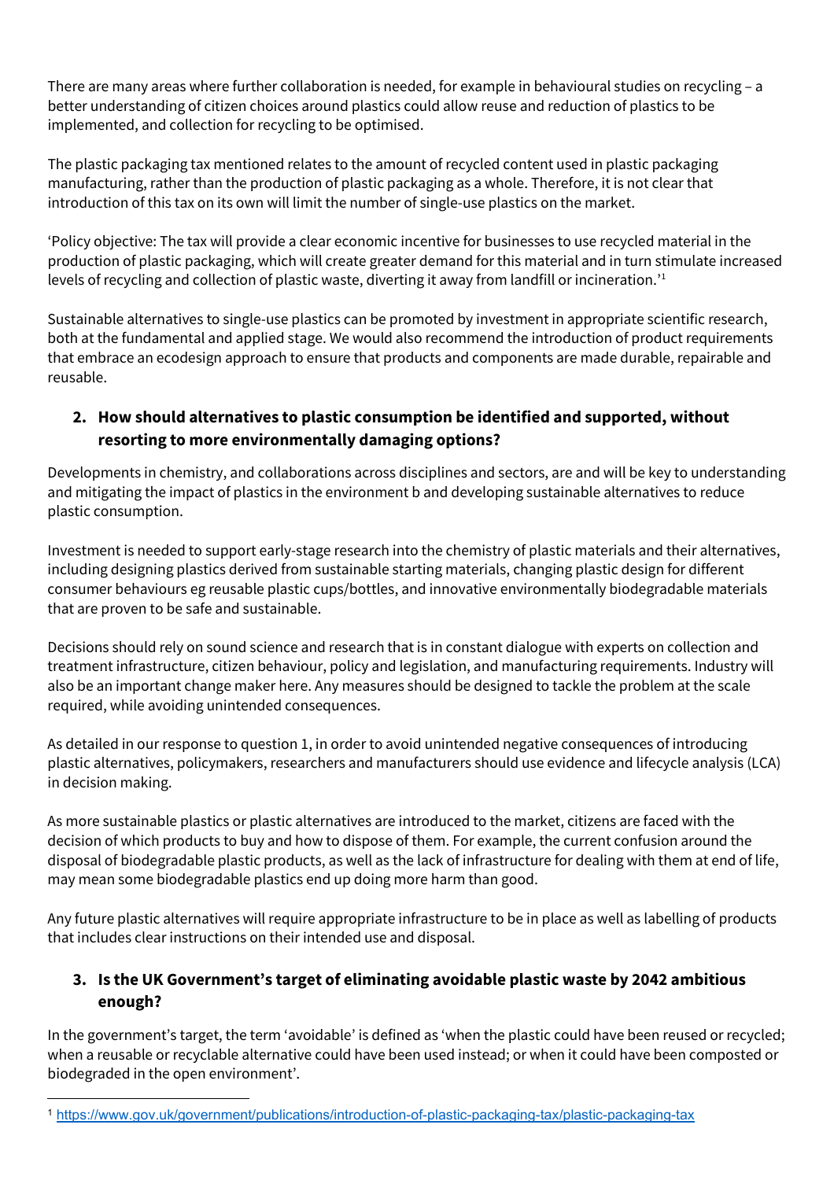There are many areas where further collaboration is needed, for example in behavioural studies on recycling – a better understanding of citizen choices around plastics could allow reuse and reduction of plastics to be implemented, and collection for recycling to be optimised.

The plastic packaging tax mentioned relates to the amount of recycled content used in plastic packaging manufacturing, rather than the production of plastic packaging as a whole. Therefore, it is not clear that introduction of this tax on its own will limit the number of single-use plastics on the market.

'Policy objective: The tax will provide a clear economic incentive for businesses to use recycled material in the production of plastic packaging, which will create greater demand for this material and in turn stimulate increased levels of recycling and collection of plastic waste, diverting it away from landfill or incineration.'[1]

Sustainable alternatives to single-use plastics can be promoted by investment in appropriate scientific research, both at the fundamental and applied stage. We would also recommend the introduction of product requirements that embrace an ecodesign approach to ensure that products and components are made durable, repairable and reusable.

## 2. How should alternatives to plastic consumption be identified and supported, without resorting to more environmentally damaging options?

Developments in chemistry, and collaborations across disciplines and sectors, are and will be key to understanding and mitigating the impact of plastics in the environment b and developing sustainable alternatives to reduce plastic consumption.

Investment is needed to support early-stage research into the chemistry of plastic materials and their alternatives, including designing plastics derived from sustainable starting materials, changing plastic design for different consumer behaviours eg reusable plastic cups/bottles, and innovative environmentally biodegradable materials that are proven to be safe and sustainable.

Decisions should rely on sound science and research that is in constant dialogue with experts on collection and treatment infrastructure, citizen behaviour, policy and legislation, and manufacturing requirements. Industry will also be an important change maker here. Any measures should be designed to tackle the problem at the scale required, while avoiding unintended consequences.

As detailed in our response to question 1, in order to avoid unintended negative consequences of introducing plastic alternatives, policymakers, researchers and manufacturers should use evidence and lifecycle analysis (LCA) in decision making.

As more sustainable plastics or plastic alternatives are introduced to the market, citizens are faced with the decision of which products to buy and how to dispose of them. For example, the current confusion around the disposal of biodegradable plastic products, as well as the lack of infrastructure for dealing with them at end of life, may mean some biodegradable plastics end up doing more harm than good.

Any future plastic alternatives will require appropriate infrastructure to be in place as well as labelling of products that includes clear instructions on their intended use and disposal.

## 3. Is the UK Government's target of eliminating avoidable plastic waste by 2042 ambitious enough?

In the government's target, the term 'avoidable' is defined as 'when the plastic could have been reused or recycled; when a reusable or recyclable alternative could have been used instead; or when it could have been composted or biodegraded in the open environment'.

---

[1] https://www.gov.uk/government/publications/introduction-of-plastic-packaging-tax/plastic-packaging-tax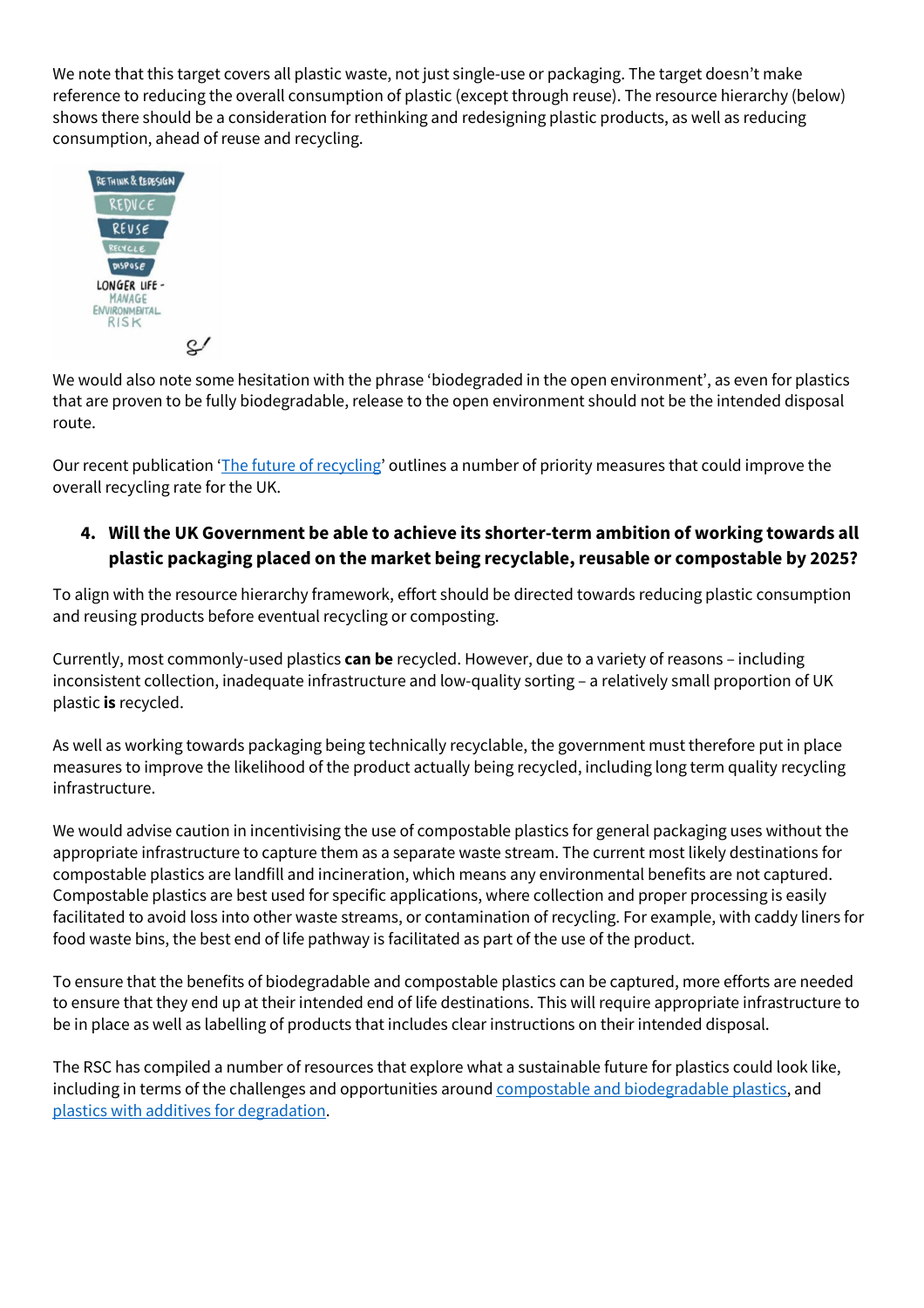We note that this target covers all plastic waste, not just single-use or packaging. The target doesn't make reference to reducing the overall consumption of plastic (except through reuse). The resource hierarchy (below) shows there should be a consideration for rethinking and redesigning plastic products, as well as reducing consumption, ahead of reuse and recycling.

We would also note some hesitation with the phrase 'biodegraded in the open environment', as even for plastics that are proven to be fully biodegradable, release to the open environment should not be the intended disposal route.

Our recent publication '[The future of recycling]' outlines a number of priority measures that could improve the overall recycling rate for the UK.

4. **Will the UK Government be able to achieve its shorter-term ambition of working towards all plastic packaging placed on the market being recyclable, reusable or compostable by 2025?**

To align with the resource hierarchy framework, effort should be directed towards reducing plastic consumption and reusing products before eventual recycling or composting.

Currently, most commonly-used plastics **can be** recycled. However, due to a variety of reasons – including inconsistent collection, inadequate infrastructure and low-quality sorting – a relatively small proportion of UK plastic **is** recycled.

As well as working towards packaging being technically recyclable, the government must therefore put in place measures to improve the likelihood of the product actually being recycled, including long term quality recycling infrastructure.

We would advise caution in incentivising the use of compostable plastics for general packaging uses without the appropriate infrastructure to capture them as a separate waste stream. The current most likely destinations for compostable plastics are landfill and incineration, which means any environmental benefits are not captured. Compostable plastics are best used for specific applications, where collection and proper processing is easily facilitated to avoid loss into other waste streams, or contamination of recycling. For example, with caddy liners for food waste bins, the best end of life pathway is facilitated as part of the use of the product.

To ensure that the benefits of biodegradable and compostable plastics can be captured, more efforts are needed to ensure that they end up at their intended end of life destinations. This will require appropriate infrastructure to be in place as well as labelling of products that includes clear instructions on their intended disposal.

The RSC has compiled a number of resources that explore what a sustainable future for plastics could look like, including in terms of the challenges and opportunities around [compostable and biodegradable plastics], and [plastics with additives for degradation].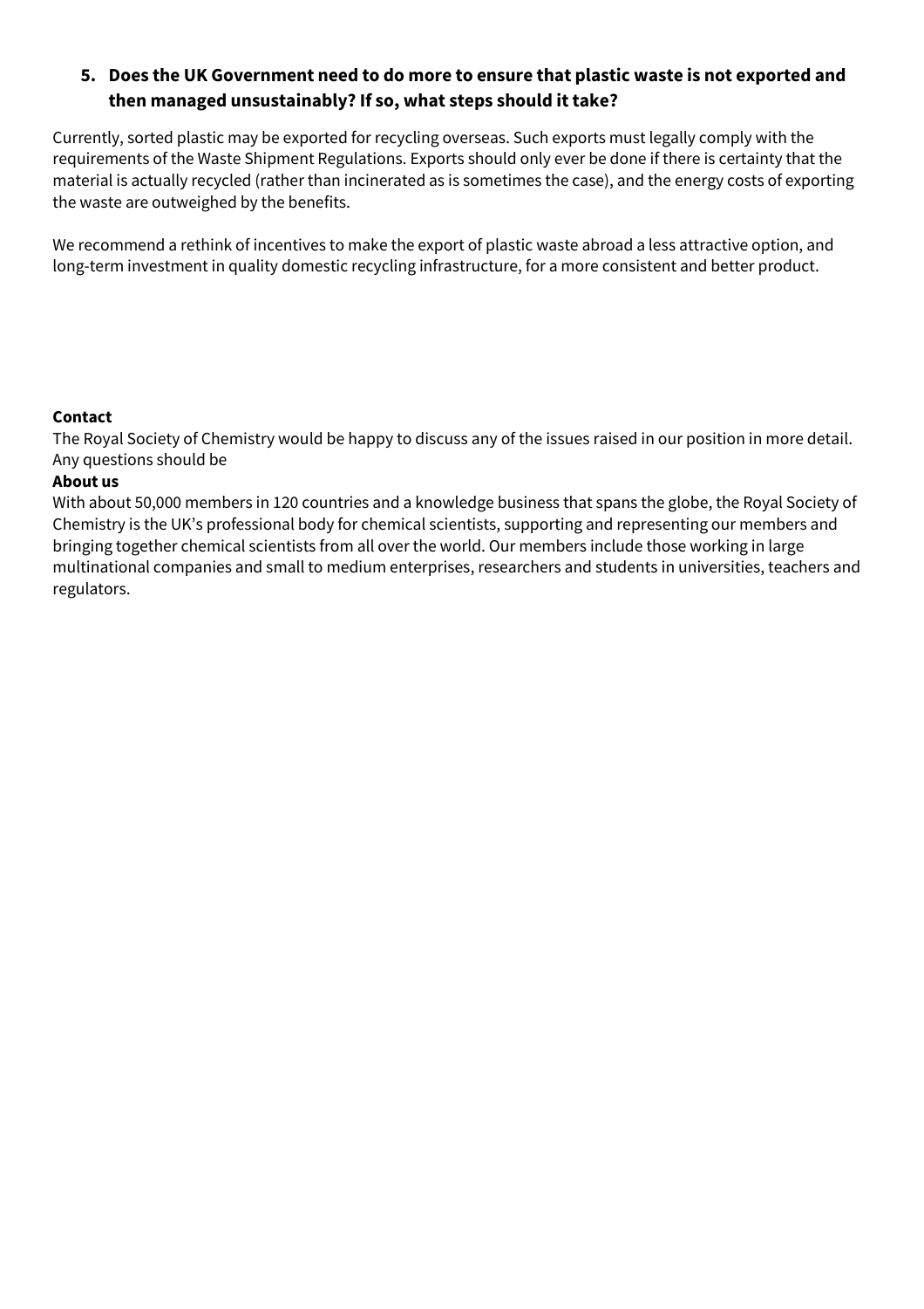### 5. Does the UK Government need to do more to ensure that plastic waste is not exported and then managed unsustainably? If so, what steps should it take?

Currently, sorted plastic may be exported for recycling overseas. Such exports must legally comply with the requirements of the Waste Shipment Regulations. Exports should only ever be done if there is certainty that the material is actually recycled (rather than incinerated as is sometimes the case), and the energy costs of exporting the waste are outweighed by the benefits.

We recommend a rethink of incentives to make the export of plastic waste abroad a less attractive option, and long-term investment in quality domestic recycling infrastructure, for a more consistent and better product.

**Contact**

The Royal Society of Chemistry would be happy to discuss any of the issues raised in our position in more detail. Any questions should be

**About us**

With about 50,000 members in 120 countries and a knowledge business that spans the globe, the Royal Society of Chemistry is the UK's professional body for chemical scientists, supporting and representing our members and bringing together chemical scientists from all over the world. Our members include those working in large multinational companies and small to medium enterprises, researchers and students in universities, teachers and regulators.